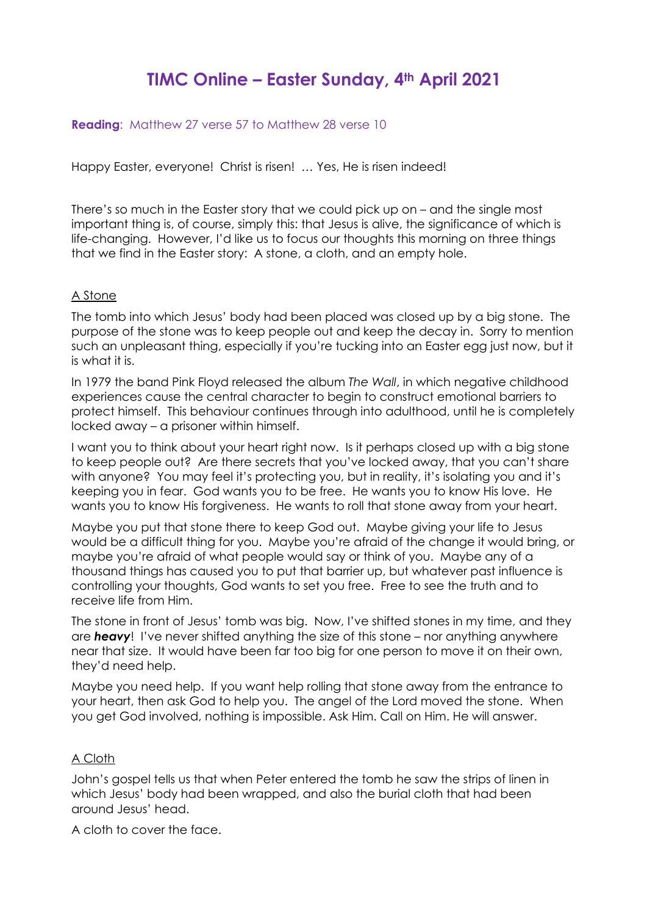# TIMC Online – Easter Sunday, 4th April 2021

**Reading**: Matthew 27 verse 57 to Matthew 28 verse 10

Happy Easter, everyone! Christ is risen! … Yes, He is risen indeed!

There's so much in the Easter story that we could pick up on – and the single most important thing is, of course, simply this: that Jesus is alive, the significance of which is life-changing. However, I'd like us to focus our thoughts this morning on three things that we find in the Easter story: A stone, a cloth, and an empty hole.

## A Stone

The tomb into which Jesus' body had been placed was closed up by a big stone. The purpose of the stone was to keep people out and keep the decay in. Sorry to mention such an unpleasant thing, especially if you're tucking into an Easter egg just now, but it is what it is.

In 1979 the band Pink Floyd released the album *The Wall*, in which negative childhood experiences cause the central character to begin to construct emotional barriers to protect himself. This behaviour continues through into adulthood, until he is completely locked away – a prisoner within himself.

I want you to think about your heart right now. Is it perhaps closed up with a big stone to keep people out? Are there secrets that you've locked away, that you can't share with anyone? You may feel it's protecting you, but in reality, it's isolating you and it's keeping you in fear. God wants you to be free. He wants you to know His love. He wants you to know His forgiveness. He wants to roll that stone away from your heart.

Maybe you put that stone there to keep God out. Maybe giving your life to Jesus would be a difficult thing for you. Maybe you're afraid of the change it would bring, or maybe you're afraid of what people would say or think of you. Maybe any of a thousand things has caused you to put that barrier up, but whatever past influence is controlling your thoughts, God wants to set you free. Free to see the truth and to receive life from Him.

The stone in front of Jesus' tomb was big. Now, I've shifted stones in my time, and they are ***heavy***! I've never shifted anything the size of this stone – nor anything anywhere near that size. It would have been far too big for one person to move it on their own, they'd need help.

Maybe you need help. If you want help rolling that stone away from the entrance to your heart, then ask God to help you. The angel of the Lord moved the stone. When you get God involved, nothing is impossible. Ask Him. Call on Him. He will answer.

## A Cloth

John's gospel tells us that when Peter entered the tomb he saw the strips of linen in which Jesus' body had been wrapped, and also the burial cloth that had been around Jesus' head.

A cloth to cover the face.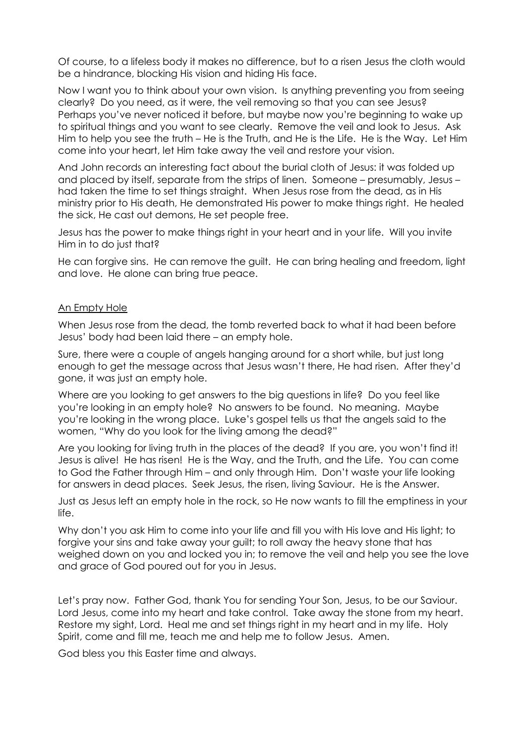Of course, to a lifeless body it makes no difference, but to a risen Jesus the cloth would be a hindrance, blocking His vision and hiding His face.

Now I want you to think about your own vision. Is anything preventing you from seeing clearly? Do you need, as it were, the veil removing so that you can see Jesus? Perhaps you've never noticed it before, but maybe now you're beginning to wake up to spiritual things and you want to see clearly. Remove the veil and look to Jesus. Ask Him to help you see the truth – He is the Truth, and He is the Life. He is the Way. Let Him come into your heart, let Him take away the veil and restore your vision.

And John records an interesting fact about the burial cloth of Jesus: it was folded up and placed by itself, separate from the strips of linen. Someone – presumably, Jesus – had taken the time to set things straight. When Jesus rose from the dead, as in His ministry prior to His death, He demonstrated His power to make things right. He healed the sick, He cast out demons, He set people free.

Jesus has the power to make things right in your heart and in your life. Will you invite Him in to do just that?

He can forgive sins. He can remove the guilt. He can bring healing and freedom, light and love. He alone can bring true peace.

## An Empty Hole

When Jesus rose from the dead, the tomb reverted back to what it had been before Jesus' body had been laid there – an empty hole.

Sure, there were a couple of angels hanging around for a short while, but just long enough to get the message across that Jesus wasn't there, He had risen. After they'd gone, it was just an empty hole.

Where are you looking to get answers to the big questions in life? Do you feel like you're looking in an empty hole? No answers to be found. No meaning. Maybe you're looking in the wrong place. Luke's gospel tells us that the angels said to the women, "Why do you look for the living among the dead?"

Are you looking for living truth in the places of the dead? If you are, you won't find it! Jesus is alive! He has risen! He is the Way, and the Truth, and the Life. You can come to God the Father through Him – and only through Him. Don't waste your life looking for answers in dead places. Seek Jesus, the risen, living Saviour. He is the Answer.

Just as Jesus left an empty hole in the rock, so He now wants to fill the emptiness in your life.

Why don't you ask Him to come into your life and fill you with His love and His light; to forgive your sins and take away your guilt; to roll away the heavy stone that has weighed down on you and locked you in; to remove the veil and help you see the love and grace of God poured out for you in Jesus.

Let's pray now. Father God, thank You for sending Your Son, Jesus, to be our Saviour. Lord Jesus, come into my heart and take control. Take away the stone from my heart. Restore my sight, Lord. Heal me and set things right in my heart and in my life. Holy Spirit, come and fill me, teach me and help me to follow Jesus. Amen.

God bless you this Easter time and always.